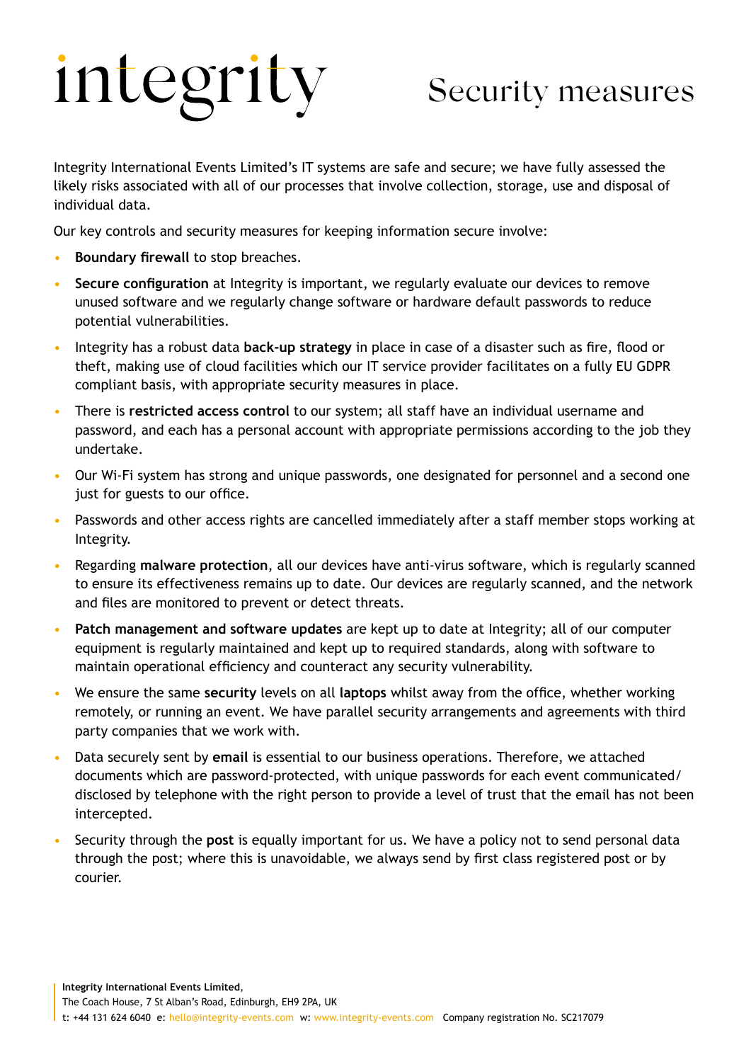# integrity

# Security measures

Integrity International Events Limited's IT systems are safe and secure; we have fully assessed the likely risks associated with all of our processes that involve collection, storage, use and disposal of individual data.

Our key controls and security measures for keeping information secure involve:

- **Boundary firewall** to stop breaches.
- **Secure configuration** at Integrity is important, we regularly evaluate our devices to remove unused software and we regularly change software or hardware default passwords to reduce potential vulnerabilities.
- Integrity has a robust data **back-up strategy** in place in case of a disaster such as fire, flood or theft, making use of cloud facilities which our IT service provider facilitates on a fully EU GDPR compliant basis, with appropriate security measures in place.
- There is **restricted access control** to our system; all staff have an individual username and password, and each has a personal account with appropriate permissions according to the job they undertake.
- Our Wi-Fi system has strong and unique passwords, one designated for personnel and a second one just for guests to our office.
- Passwords and other access rights are cancelled immediately after a staff member stops working at Integrity.
- Regarding **malware protection**, all our devices have anti-virus software, which is regularly scanned to ensure its effectiveness remains up to date. Our devices are regularly scanned, and the network and files are monitored to prevent or detect threats.
- **Patch management and software updates** are kept up to date at Integrity; all of our computer equipment is regularly maintained and kept up to required standards, along with software to maintain operational efficiency and counteract any security vulnerability.
- We ensure the same **security** levels on all **laptops** whilst away from the office, whether working remotely, or running an event. We have parallel security arrangements and agreements with third party companies that we work with.
- Data securely sent by **email** is essential to our business operations. Therefore, we attached documents which are password-protected, with unique passwords for each event communicated/ disclosed by telephone with the right person to provide a level of trust that the email has not been intercepted.
- Security through the **post** is equally important for us. We have a policy not to send personal data through the post; where this is unavoidable, we always send by first class registered post or by courier.

**Integrity International Events Limited**,
The Coach House, 7 St Alban's Road, Edinburgh, EH9 2PA, UK
t: +44 131 624 6040 e: hello@integrity-events.com w: www.integrity-events.com Company registration No. SC217079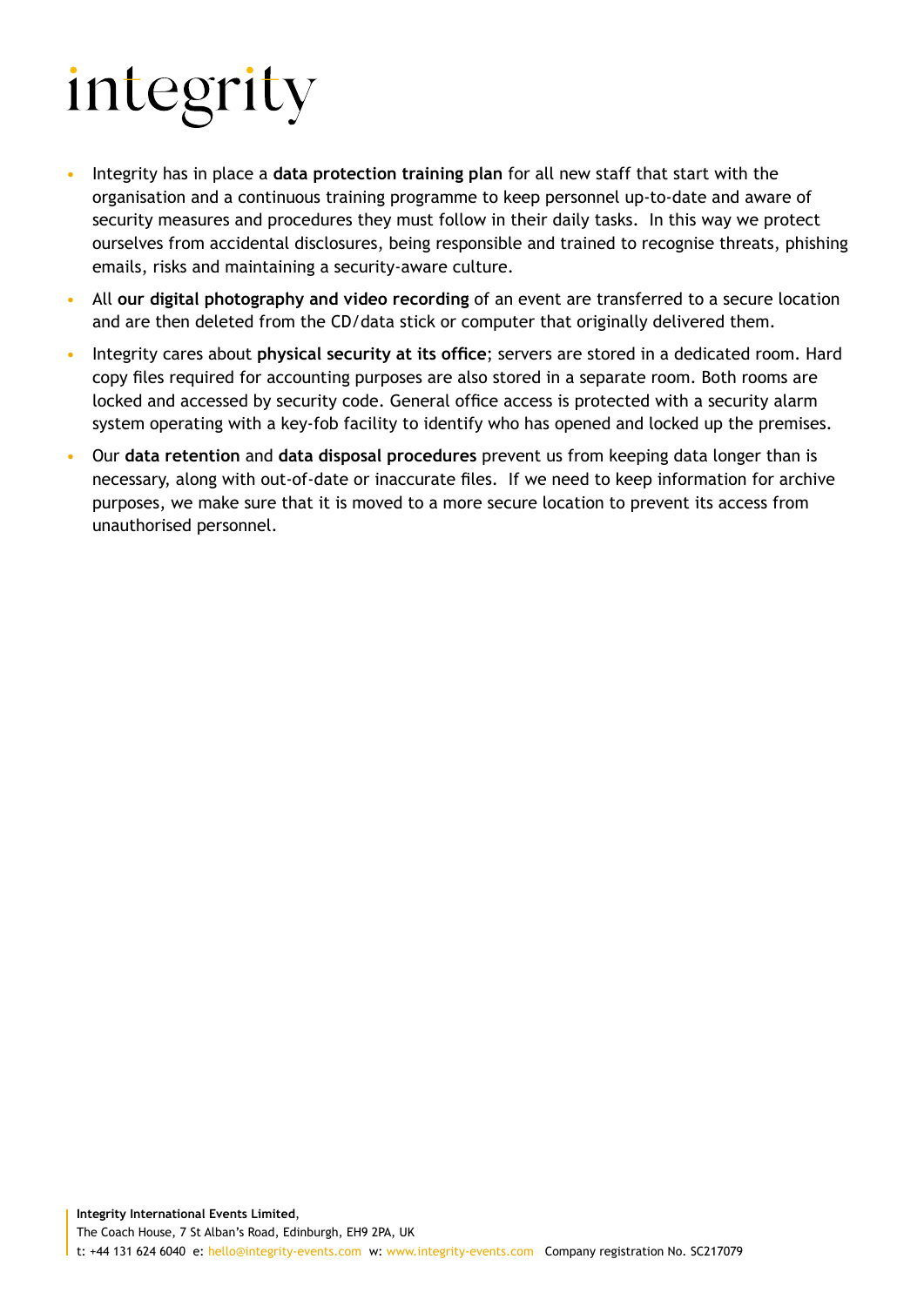- Integrity has in place a **data protection training plan** for all new staff that start with the organisation and a continuous training programme to keep personnel up-to-date and aware of security measures and procedures they must follow in their daily tasks. In this way we protect ourselves from accidental disclosures, being responsible and trained to recognise threats, phishing emails, risks and maintaining a security-aware culture.
- All **our digital photography and video recording** of an event are transferred to a secure location and are then deleted from the CD/data stick or computer that originally delivered them.
- Integrity cares about **physical security at its office**; servers are stored in a dedicated room. Hard copy files required for accounting purposes are also stored in a separate room. Both rooms are locked and accessed by security code. General office access is protected with a security alarm system operating with a key-fob facility to identify who has opened and locked up the premises.
- Our **data retention** and **data disposal procedures** prevent us from keeping data longer than is necessary, along with out-of-date or inaccurate files. If we need to keep information for archive purposes, we make sure that it is moved to a more secure location to prevent its access from unauthorised personnel.